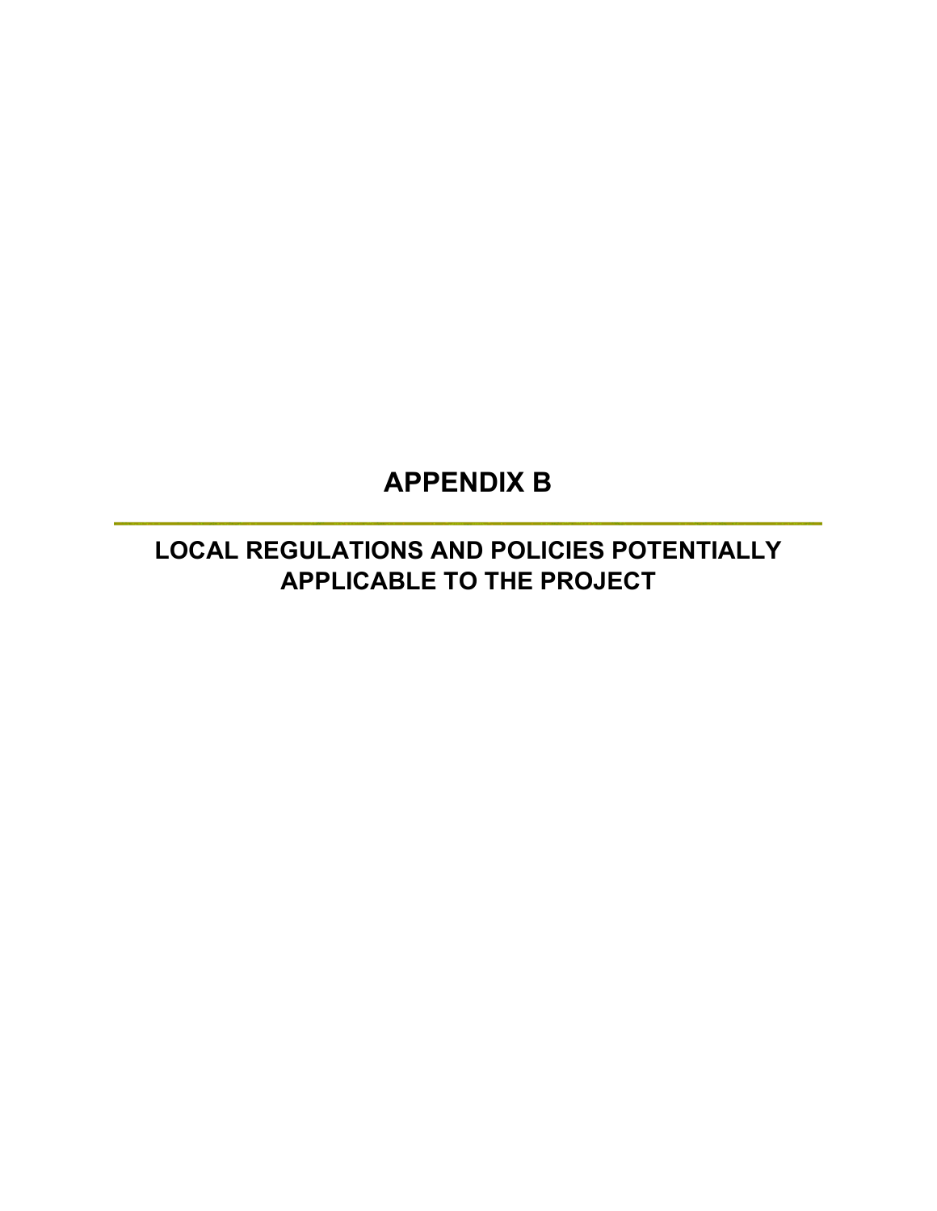# APPENDIX B

## LOCAL REGULATIONS AND POLICIES POTENTIALLY APPLICABLE TO THE PROJECT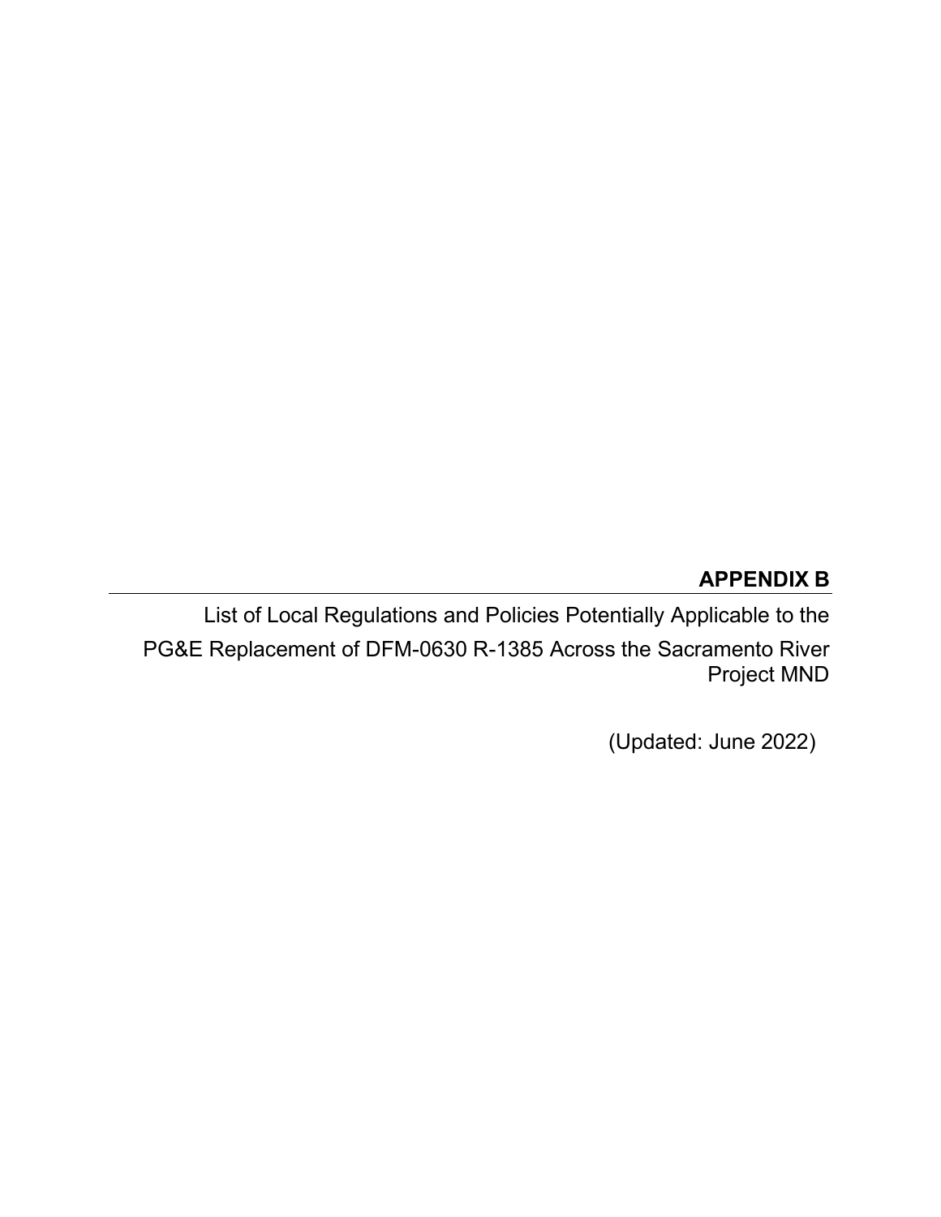# APPENDIX B

List of Local Regulations and Policies Potentially Applicable to the PG&E Replacement of DFM-0630 R-1385 Across the Sacramento River Project MND

(Updated: June 2022)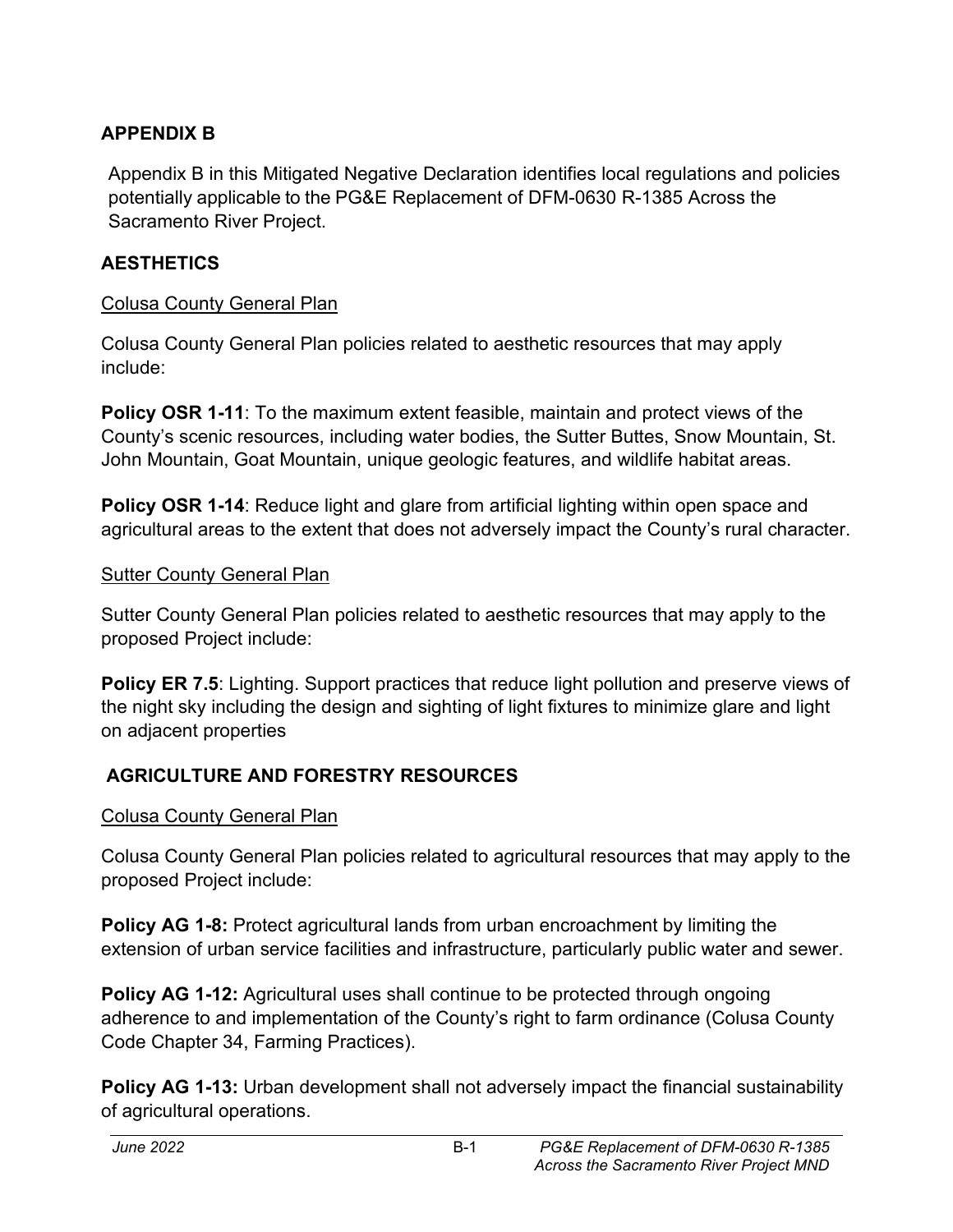## APPENDIX B

Appendix B in this Mitigated Negative Declaration identifies local regulations and policies potentially applicable to the PG&E Replacement of DFM-0630 R-1385 Across the Sacramento River Project.

## AESTHETICS

Colusa County General Plan

Colusa County General Plan policies related to aesthetic resources that may apply include:

**Policy OSR 1-11**: To the maximum extent feasible, maintain and protect views of the County's scenic resources, including water bodies, the Sutter Buttes, Snow Mountain, St. John Mountain, Goat Mountain, unique geologic features, and wildlife habitat areas.

**Policy OSR 1-14**: Reduce light and glare from artificial lighting within open space and agricultural areas to the extent that does not adversely impact the County's rural character.

Sutter County General Plan

Sutter County General Plan policies related to aesthetic resources that may apply to the proposed Project include:

**Policy ER 7.5**: Lighting. Support practices that reduce light pollution and preserve views of the night sky including the design and sighting of light fixtures to minimize glare and light on adjacent properties

## AGRICULTURE AND FORESTRY RESOURCES

Colusa County General Plan

Colusa County General Plan policies related to agricultural resources that may apply to the proposed Project include:

**Policy AG 1-8:** Protect agricultural lands from urban encroachment by limiting the extension of urban service facilities and infrastructure, particularly public water and sewer.

**Policy AG 1-12:** Agricultural uses shall continue to be protected through ongoing adherence to and implementation of the County's right to farm ordinance (Colusa County Code Chapter 34, Farming Practices).

**Policy AG 1-13:** Urban development shall not adversely impact the financial sustainability of agricultural operations.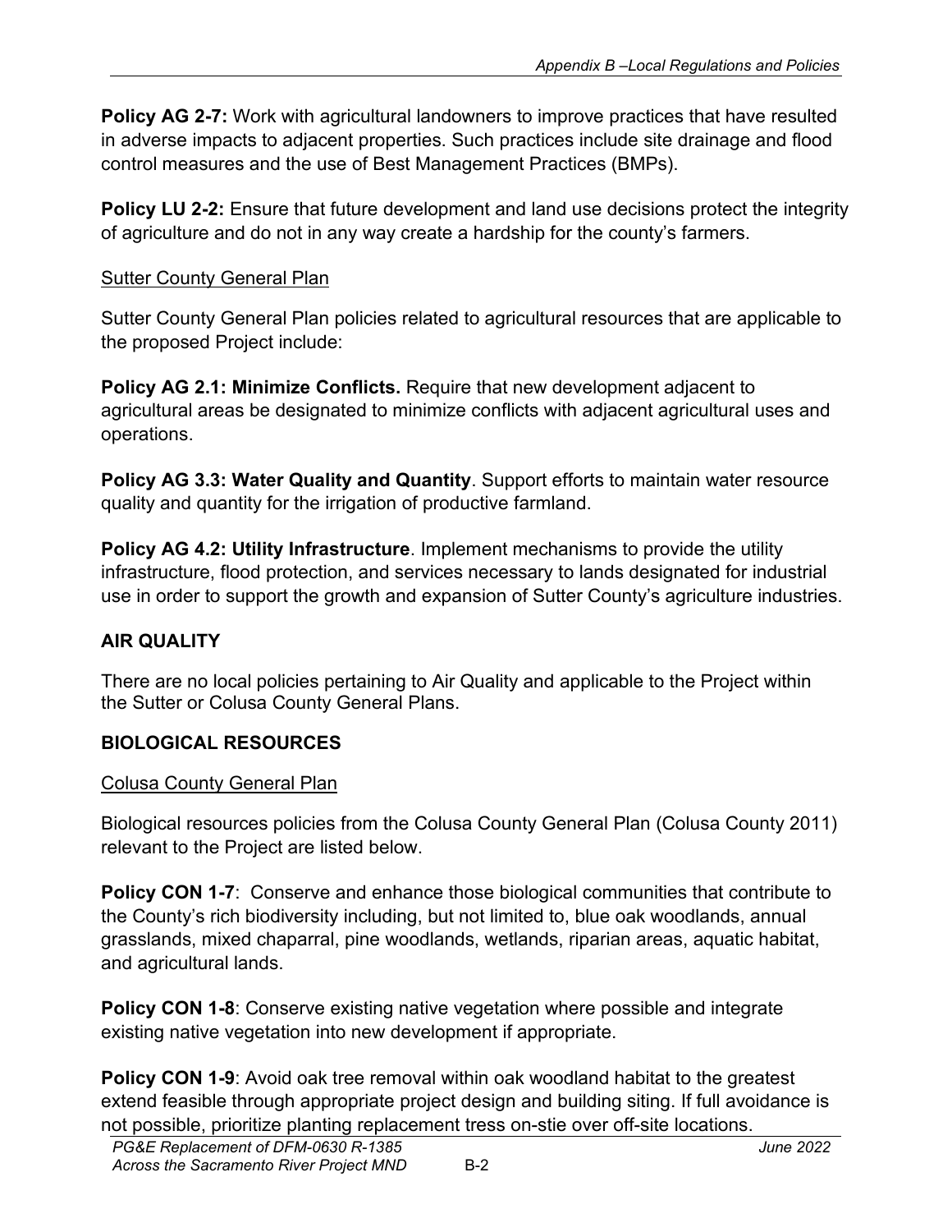**Policy AG 2-7:** Work with agricultural landowners to improve practices that have resulted in adverse impacts to adjacent properties. Such practices include site drainage and flood control measures and the use of Best Management Practices (BMPs).

**Policy LU 2-2:** Ensure that future development and land use decisions protect the integrity of agriculture and do not in any way create a hardship for the county's farmers.

Sutter County General Plan

Sutter County General Plan policies related to agricultural resources that are applicable to the proposed Project include:

**Policy AG 2.1: Minimize Conflicts.** Require that new development adjacent to agricultural areas be designated to minimize conflicts with adjacent agricultural uses and operations.

**Policy AG 3.3: Water Quality and Quantity**. Support efforts to maintain water resource quality and quantity for the irrigation of productive farmland.

**Policy AG 4.2: Utility Infrastructure**. Implement mechanisms to provide the utility infrastructure, flood protection, and services necessary to lands designated for industrial use in order to support the growth and expansion of Sutter County's agriculture industries.

## AIR QUALITY

There are no local policies pertaining to Air Quality and applicable to the Project within the Sutter or Colusa County General Plans.

## BIOLOGICAL RESOURCES

Colusa County General Plan

Biological resources policies from the Colusa County General Plan (Colusa County 2011) relevant to the Project are listed below.

**Policy CON 1-7**: Conserve and enhance those biological communities that contribute to the County's rich biodiversity including, but not limited to, blue oak woodlands, annual grasslands, mixed chaparral, pine woodlands, wetlands, riparian areas, aquatic habitat, and agricultural lands.

**Policy CON 1-8**: Conserve existing native vegetation where possible and integrate existing native vegetation into new development if appropriate.

**Policy CON 1-9**: Avoid oak tree removal within oak woodland habitat to the greatest extend feasible through appropriate project design and building siting. If full avoidance is not possible, prioritize planting replacement tress on-stie over off-site locations.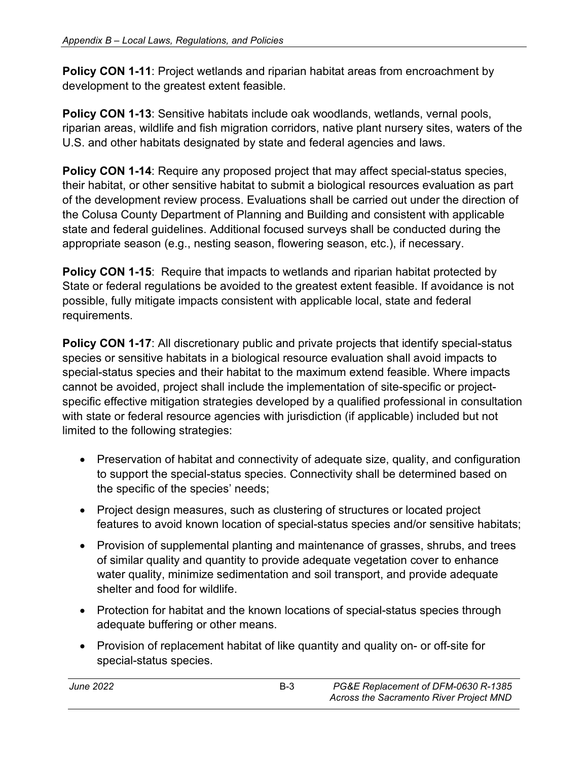**Policy CON 1-11**: Project wetlands and riparian habitat areas from encroachment by development to the greatest extent feasible.

**Policy CON 1-13**: Sensitive habitats include oak woodlands, wetlands, vernal pools, riparian areas, wildlife and fish migration corridors, native plant nursery sites, waters of the U.S. and other habitats designated by state and federal agencies and laws.

**Policy CON 1-14**: Require any proposed project that may affect special-status species, their habitat, or other sensitive habitat to submit a biological resources evaluation as part of the development review process. Evaluations shall be carried out under the direction of the Colusa County Department of Planning and Building and consistent with applicable state and federal guidelines. Additional focused surveys shall be conducted during the appropriate season (e.g., nesting season, flowering season, etc.), if necessary.

**Policy CON 1-15**: Require that impacts to wetlands and riparian habitat protected by State or federal regulations be avoided to the greatest extent feasible. If avoidance is not possible, fully mitigate impacts consistent with applicable local, state and federal requirements.

**Policy CON 1-17**: All discretionary public and private projects that identify special-status species or sensitive habitats in a biological resource evaluation shall avoid impacts to special-status species and their habitat to the maximum extend feasible. Where impacts cannot be avoided, project shall include the implementation of site-specific or project-specific effective mitigation strategies developed by a qualified professional in consultation with state or federal resource agencies with jurisdiction (if applicable) included but not limited to the following strategies:

- Preservation of habitat and connectivity of adequate size, quality, and configuration to support the special-status species. Connectivity shall be determined based on the specific of the species' needs;
- Project design measures, such as clustering of structures or located project features to avoid known location of special-status species and/or sensitive habitats;
- Provision of supplemental planting and maintenance of grasses, shrubs, and trees of similar quality and quantity to provide adequate vegetation cover to enhance water quality, minimize sedimentation and soil transport, and provide adequate shelter and food for wildlife.
- Protection for habitat and the known locations of special-status species through adequate buffering or other means.
- Provision of replacement habitat of like quantity and quality on- or off-site for special-status species.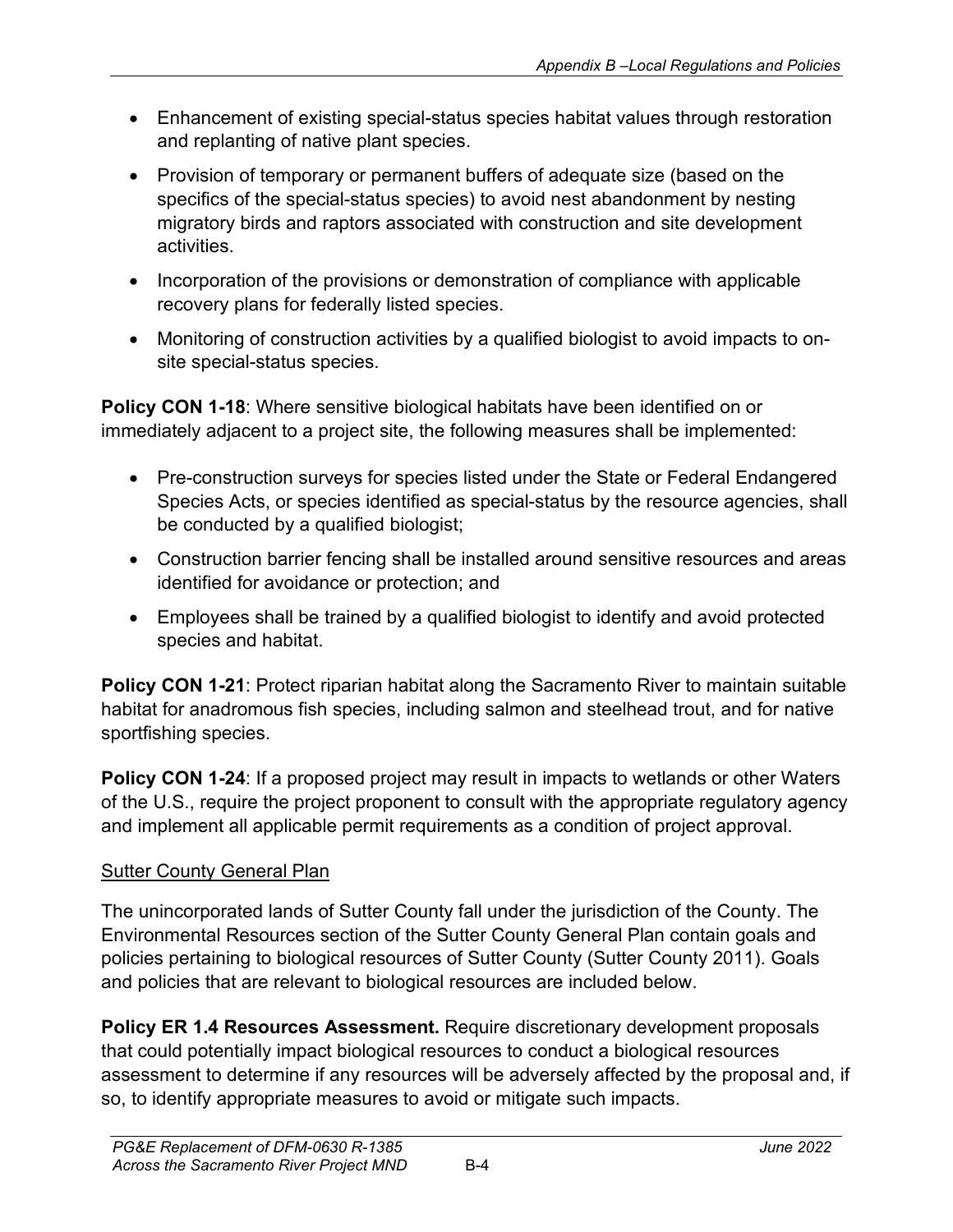- Enhancement of existing special-status species habitat values through restoration and replanting of native plant species.
- Provision of temporary or permanent buffers of adequate size (based on the specifics of the special-status species) to avoid nest abandonment by nesting migratory birds and raptors associated with construction and site development activities.
- Incorporation of the provisions or demonstration of compliance with applicable recovery plans for federally listed species.
- Monitoring of construction activities by a qualified biologist to avoid impacts to on-site special-status species.

**Policy CON 1-18**: Where sensitive biological habitats have been identified on or immediately adjacent to a project site, the following measures shall be implemented:

- Pre-construction surveys for species listed under the State or Federal Endangered Species Acts, or species identified as special-status by the resource agencies, shall be conducted by a qualified biologist;
- Construction barrier fencing shall be installed around sensitive resources and areas identified for avoidance or protection; and
- Employees shall be trained by a qualified biologist to identify and avoid protected species and habitat.

**Policy CON 1-21**: Protect riparian habitat along the Sacramento River to maintain suitable habitat for anadromous fish species, including salmon and steelhead trout, and for native sportfishing species.

**Policy CON 1-24**: If a proposed project may result in impacts to wetlands or other Waters of the U.S., require the project proponent to consult with the appropriate regulatory agency and implement all applicable permit requirements as a condition of project approval.

<u>Sutter County General Plan</u>

The unincorporated lands of Sutter County fall under the jurisdiction of the County. The Environmental Resources section of the Sutter County General Plan contain goals and policies pertaining to biological resources of Sutter County (Sutter County 2011). Goals and policies that are relevant to biological resources are included below.

**Policy ER 1.4 Resources Assessment.** Require discretionary development proposals that could potentially impact biological resources to conduct a biological resources assessment to determine if any resources will be adversely affected by the proposal and, if so, to identify appropriate measures to avoid or mitigate such impacts.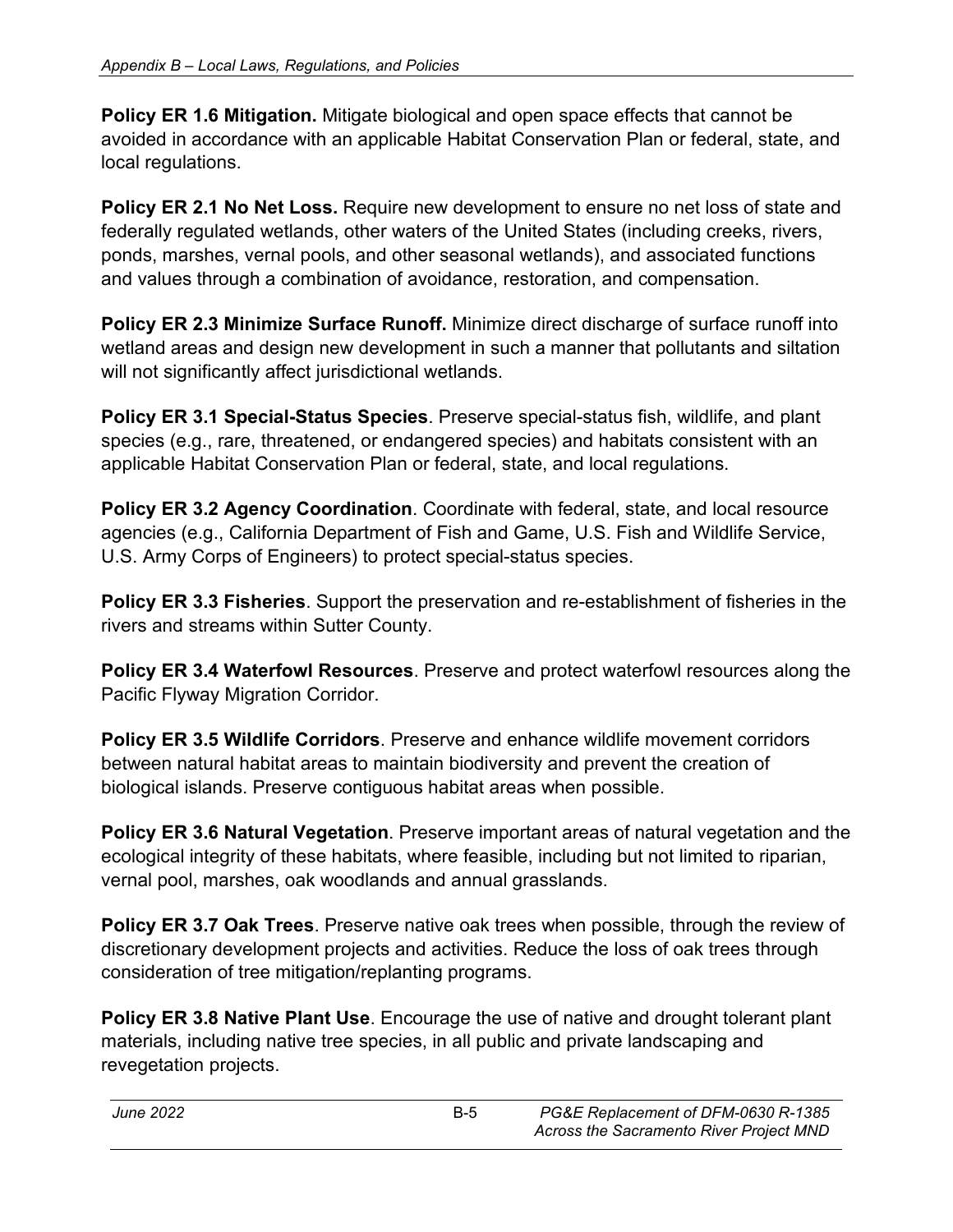**Policy ER 1.6 Mitigation.** Mitigate biological and open space effects that cannot be avoided in accordance with an applicable Habitat Conservation Plan or federal, state, and local regulations.

**Policy ER 2.1 No Net Loss.** Require new development to ensure no net loss of state and federally regulated wetlands, other waters of the United States (including creeks, rivers, ponds, marshes, vernal pools, and other seasonal wetlands), and associated functions and values through a combination of avoidance, restoration, and compensation.

**Policy ER 2.3 Minimize Surface Runoff.** Minimize direct discharge of surface runoff into wetland areas and design new development in such a manner that pollutants and siltation will not significantly affect jurisdictional wetlands.

**Policy ER 3.1 Special-Status Species**. Preserve special-status fish, wildlife, and plant species (e.g., rare, threatened, or endangered species) and habitats consistent with an applicable Habitat Conservation Plan or federal, state, and local regulations.

**Policy ER 3.2 Agency Coordination**. Coordinate with federal, state, and local resource agencies (e.g., California Department of Fish and Game, U.S. Fish and Wildlife Service, U.S. Army Corps of Engineers) to protect special-status species.

**Policy ER 3.3 Fisheries**. Support the preservation and re-establishment of fisheries in the rivers and streams within Sutter County.

**Policy ER 3.4 Waterfowl Resources**. Preserve and protect waterfowl resources along the Pacific Flyway Migration Corridor.

**Policy ER 3.5 Wildlife Corridors**. Preserve and enhance wildlife movement corridors between natural habitat areas to maintain biodiversity and prevent the creation of biological islands. Preserve contiguous habitat areas when possible.

**Policy ER 3.6 Natural Vegetation**. Preserve important areas of natural vegetation and the ecological integrity of these habitats, where feasible, including but not limited to riparian, vernal pool, marshes, oak woodlands and annual grasslands.

**Policy ER 3.7 Oak Trees**. Preserve native oak trees when possible, through the review of discretionary development projects and activities. Reduce the loss of oak trees through consideration of tree mitigation/replanting programs.

**Policy ER 3.8 Native Plant Use**. Encourage the use of native and drought tolerant plant materials, including native tree species, in all public and private landscaping and revegetation projects.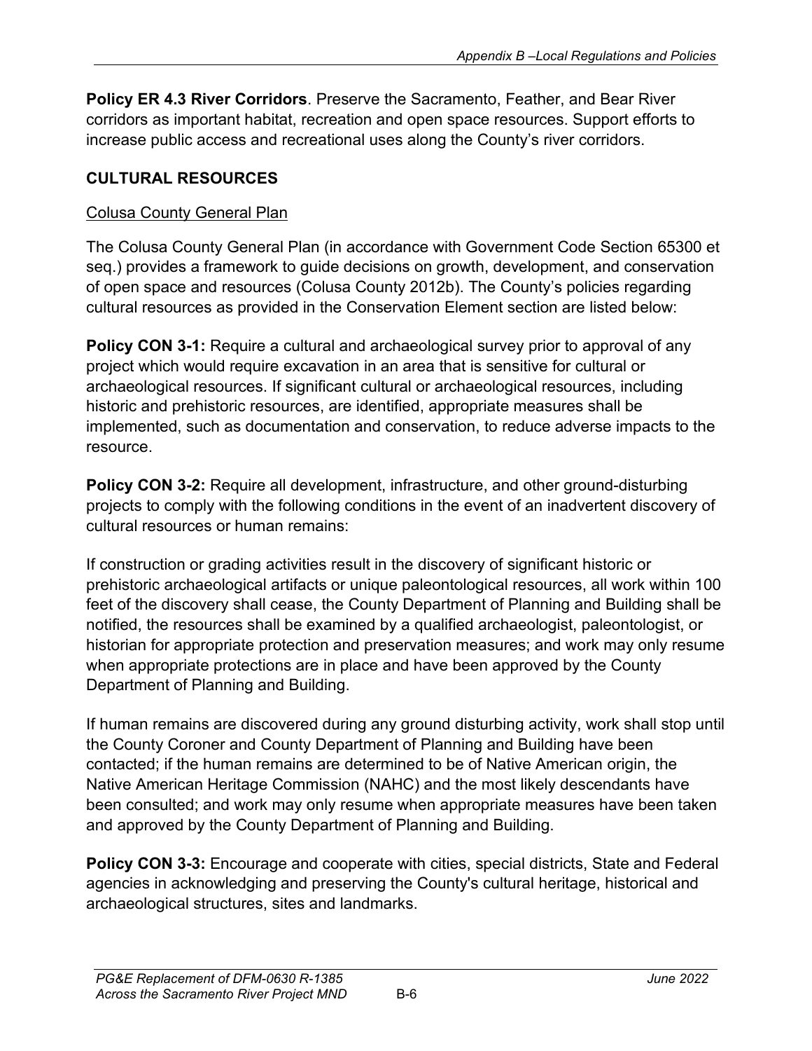**Policy ER 4.3 River Corridors**. Preserve the Sacramento, Feather, and Bear River corridors as important habitat, recreation and open space resources. Support efforts to increase public access and recreational uses along the County's river corridors.

## CULTURAL RESOURCES

### Colusa County General Plan

The Colusa County General Plan (in accordance with Government Code Section 65300 et seq.) provides a framework to guide decisions on growth, development, and conservation of open space and resources (Colusa County 2012b). The County's policies regarding cultural resources as provided in the Conservation Element section are listed below:

**Policy CON 3-1:** Require a cultural and archaeological survey prior to approval of any project which would require excavation in an area that is sensitive for cultural or archaeological resources. If significant cultural or archaeological resources, including historic and prehistoric resources, are identified, appropriate measures shall be implemented, such as documentation and conservation, to reduce adverse impacts to the resource.

**Policy CON 3-2:** Require all development, infrastructure, and other ground-disturbing projects to comply with the following conditions in the event of an inadvertent discovery of cultural resources or human remains:

If construction or grading activities result in the discovery of significant historic or prehistoric archaeological artifacts or unique paleontological resources, all work within 100 feet of the discovery shall cease, the County Department of Planning and Building shall be notified, the resources shall be examined by a qualified archaeologist, paleontologist, or historian for appropriate protection and preservation measures; and work may only resume when appropriate protections are in place and have been approved by the County Department of Planning and Building.

If human remains are discovered during any ground disturbing activity, work shall stop until the County Coroner and County Department of Planning and Building have been contacted; if the human remains are determined to be of Native American origin, the Native American Heritage Commission (NAHC) and the most likely descendants have been consulted; and work may only resume when appropriate measures have been taken and approved by the County Department of Planning and Building.

**Policy CON 3-3:** Encourage and cooperate with cities, special districts, State and Federal agencies in acknowledging and preserving the County's cultural heritage, historical and archaeological structures, sites and landmarks.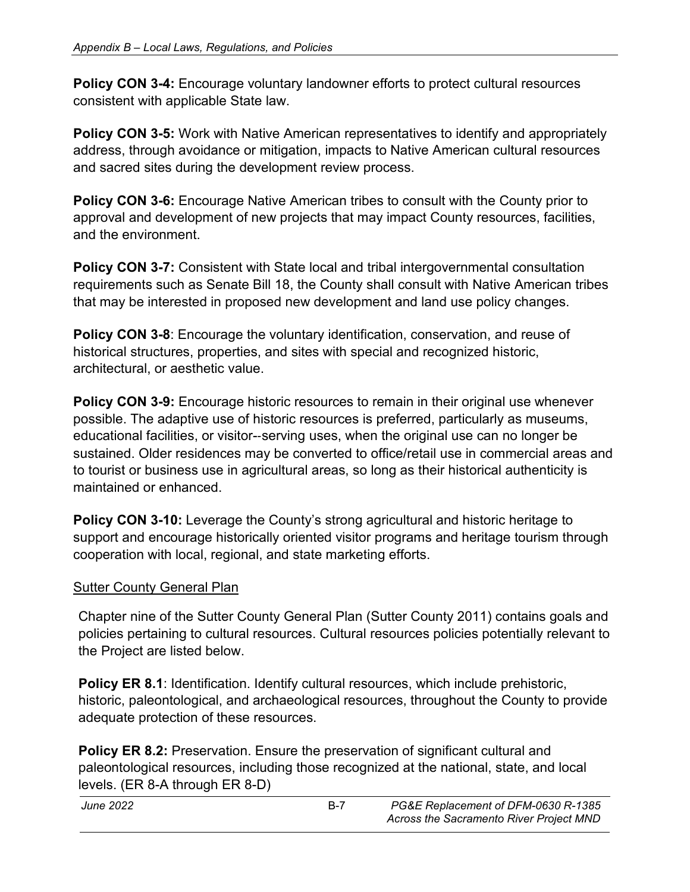**Policy CON 3-4:** Encourage voluntary landowner efforts to protect cultural resources consistent with applicable State law.

**Policy CON 3-5:** Work with Native American representatives to identify and appropriately address, through avoidance or mitigation, impacts to Native American cultural resources and sacred sites during the development review process.

**Policy CON 3-6:** Encourage Native American tribes to consult with the County prior to approval and development of new projects that may impact County resources, facilities, and the environment.

**Policy CON 3-7:** Consistent with State local and tribal intergovernmental consultation requirements such as Senate Bill 18, the County shall consult with Native American tribes that may be interested in proposed new development and land use policy changes.

**Policy CON 3-8**: Encourage the voluntary identification, conservation, and reuse of historical structures, properties, and sites with special and recognized historic, architectural, or aesthetic value.

**Policy CON 3-9:** Encourage historic resources to remain in their original use whenever possible. The adaptive use of historic resources is preferred, particularly as museums, educational facilities, or visitor--serving uses, when the original use can no longer be sustained. Older residences may be converted to office/retail use in commercial areas and to tourist or business use in agricultural areas, so long as their historical authenticity is maintained or enhanced.

**Policy CON 3-10:** Leverage the County's strong agricultural and historic heritage to support and encourage historically oriented visitor programs and heritage tourism through cooperation with local, regional, and state marketing efforts.

<u>Sutter County General Plan</u>

Chapter nine of the Sutter County General Plan (Sutter County 2011) contains goals and policies pertaining to cultural resources. Cultural resources policies potentially relevant to the Project are listed below.

**Policy ER 8.1**: Identification. Identify cultural resources, which include prehistoric, historic, paleontological, and archaeological resources, throughout the County to provide adequate protection of these resources.

**Policy ER 8.2:** Preservation. Ensure the preservation of significant cultural and paleontological resources, including those recognized at the national, state, and local levels. (ER 8-A through ER 8-D)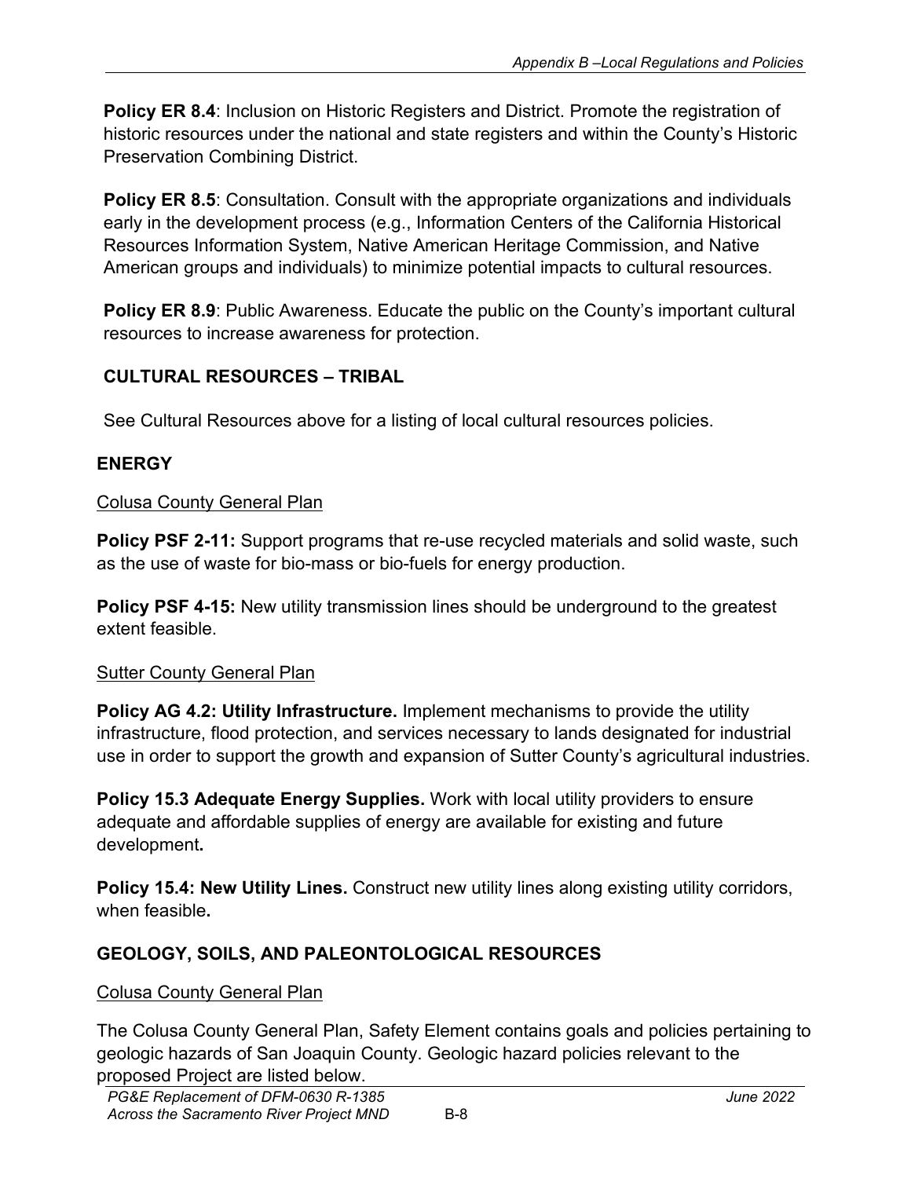**Policy ER 8.4**: Inclusion on Historic Registers and District. Promote the registration of historic resources under the national and state registers and within the County's Historic Preservation Combining District.

**Policy ER 8.5**: Consultation. Consult with the appropriate organizations and individuals early in the development process (e.g., Information Centers of the California Historical Resources Information System, Native American Heritage Commission, and Native American groups and individuals) to minimize potential impacts to cultural resources.

**Policy ER 8.9**: Public Awareness. Educate the public on the County's important cultural resources to increase awareness for protection.

### CULTURAL RESOURCES – TRIBAL

See Cultural Resources above for a listing of local cultural resources policies.

## ENERGY

Colusa County General Plan

**Policy PSF 2-11:** Support programs that re-use recycled materials and solid waste, such as the use of waste for bio-mass or bio-fuels for energy production.

**Policy PSF 4-15:** New utility transmission lines should be underground to the greatest extent feasible.

Sutter County General Plan

**Policy AG 4.2: Utility Infrastructure.** Implement mechanisms to provide the utility infrastructure, flood protection, and services necessary to lands designated for industrial use in order to support the growth and expansion of Sutter County's agricultural industries.

**Policy 15.3 Adequate Energy Supplies.** Work with local utility providers to ensure adequate and affordable supplies of energy are available for existing and future development**.**

**Policy 15.4: New Utility Lines.** Construct new utility lines along existing utility corridors, when feasible**.**

## GEOLOGY, SOILS, AND PALEONTOLOGICAL RESOURCES

Colusa County General Plan

The Colusa County General Plan, Safety Element contains goals and policies pertaining to geologic hazards of San Joaquin County. Geologic hazard policies relevant to the proposed Project are listed below.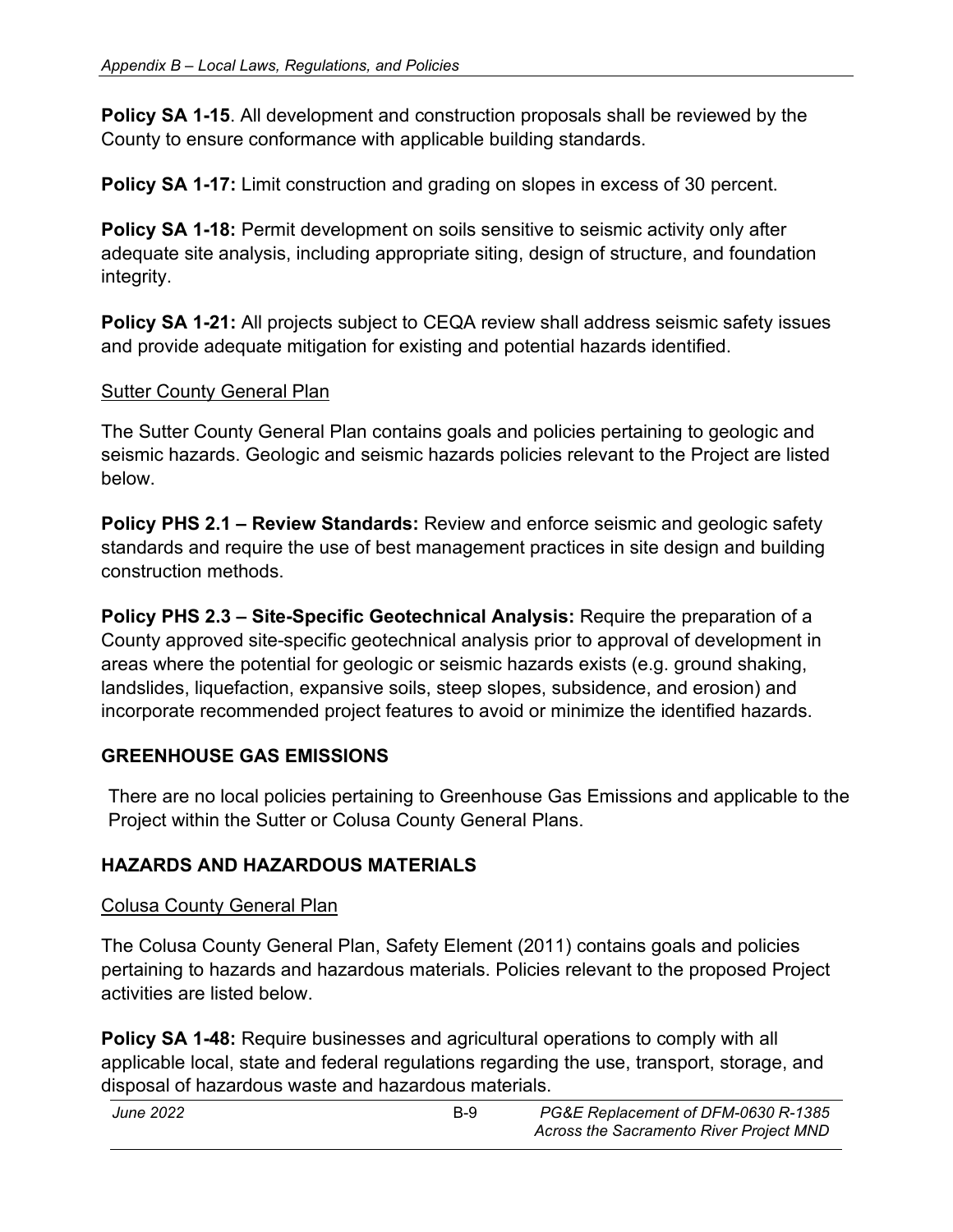**Policy SA 1-15**. All development and construction proposals shall be reviewed by the County to ensure conformance with applicable building standards.

**Policy SA 1-17:** Limit construction and grading on slopes in excess of 30 percent.

**Policy SA 1-18:** Permit development on soils sensitive to seismic activity only after adequate site analysis, including appropriate siting, design of structure, and foundation integrity.

**Policy SA 1-21:** All projects subject to CEQA review shall address seismic safety issues and provide adequate mitigation for existing and potential hazards identified.

<u>Sutter County General Plan</u>

The Sutter County General Plan contains goals and policies pertaining to geologic and seismic hazards. Geologic and seismic hazards policies relevant to the Project are listed below.

**Policy PHS 2.1 – Review Standards:** Review and enforce seismic and geologic safety standards and require the use of best management practices in site design and building construction methods.

**Policy PHS 2.3 – Site-Specific Geotechnical Analysis:** Require the preparation of a County approved site-specific geotechnical analysis prior to approval of development in areas where the potential for geologic or seismic hazards exists (e.g. ground shaking, landslides, liquefaction, expansive soils, steep slopes, subsidence, and erosion) and incorporate recommended project features to avoid or minimize the identified hazards.

## GREENHOUSE GAS EMISSIONS

There are no local policies pertaining to Greenhouse Gas Emissions and applicable to the Project within the Sutter or Colusa County General Plans.

## HAZARDS AND HAZARDOUS MATERIALS

<u>Colusa County General Plan</u>

The Colusa County General Plan, Safety Element (2011) contains goals and policies pertaining to hazards and hazardous materials. Policies relevant to the proposed Project activities are listed below.

**Policy SA 1-48:** Require businesses and agricultural operations to comply with all applicable local, state and federal regulations regarding the use, transport, storage, and disposal of hazardous waste and hazardous materials.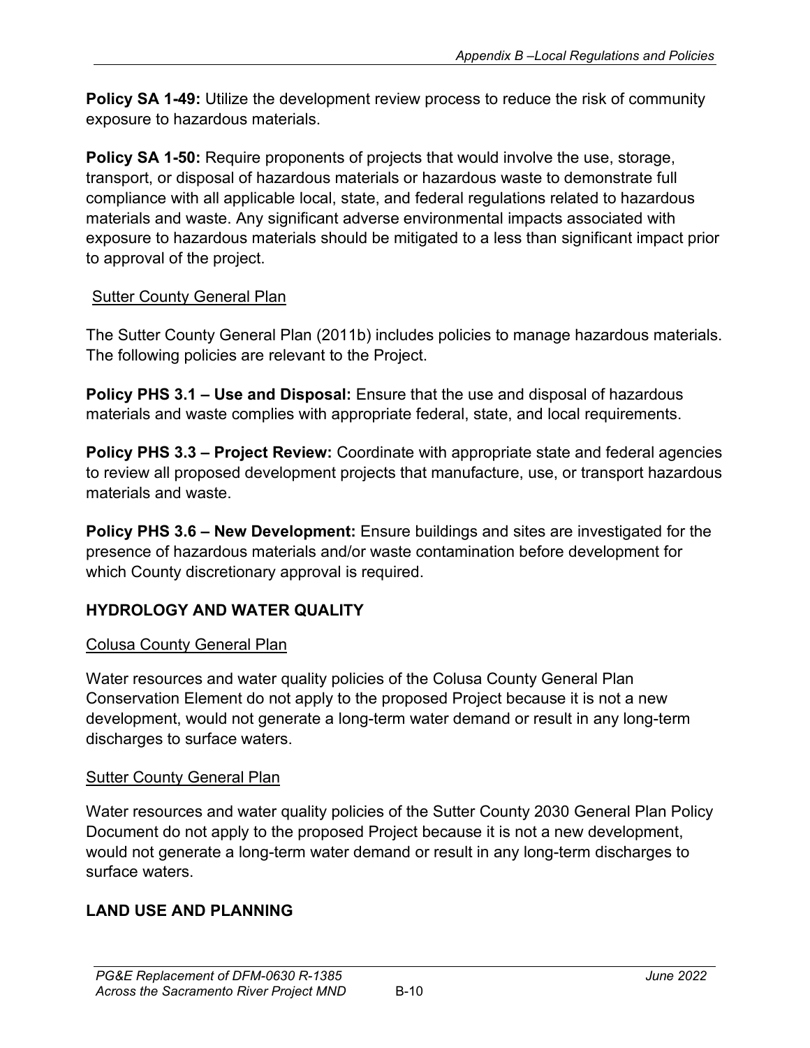**Policy SA 1-49:** Utilize the development review process to reduce the risk of community exposure to hazardous materials.

**Policy SA 1-50:** Require proponents of projects that would involve the use, storage, transport, or disposal of hazardous materials or hazardous waste to demonstrate full compliance with all applicable local, state, and federal regulations related to hazardous materials and waste. Any significant adverse environmental impacts associated with exposure to hazardous materials should be mitigated to a less than significant impact prior to approval of the project.

<u>Sutter County General Plan</u>

The Sutter County General Plan (2011b) includes policies to manage hazardous materials. The following policies are relevant to the Project.

**Policy PHS 3.1 – Use and Disposal:** Ensure that the use and disposal of hazardous materials and waste complies with appropriate federal, state, and local requirements.

**Policy PHS 3.3 – Project Review:** Coordinate with appropriate state and federal agencies to review all proposed development projects that manufacture, use, or transport hazardous materials and waste.

**Policy PHS 3.6 – New Development:** Ensure buildings and sites are investigated for the presence of hazardous materials and/or waste contamination before development for which County discretionary approval is required.

## HYDROLOGY AND WATER QUALITY

<u>Colusa County General Plan</u>

Water resources and water quality policies of the Colusa County General Plan Conservation Element do not apply to the proposed Project because it is not a new development, would not generate a long-term water demand or result in any long-term discharges to surface waters.

<u>Sutter County General Plan</u>

Water resources and water quality policies of the Sutter County 2030 General Plan Policy Document do not apply to the proposed Project because it is not a new development, would not generate a long-term water demand or result in any long-term discharges to surface waters.

## LAND USE AND PLANNING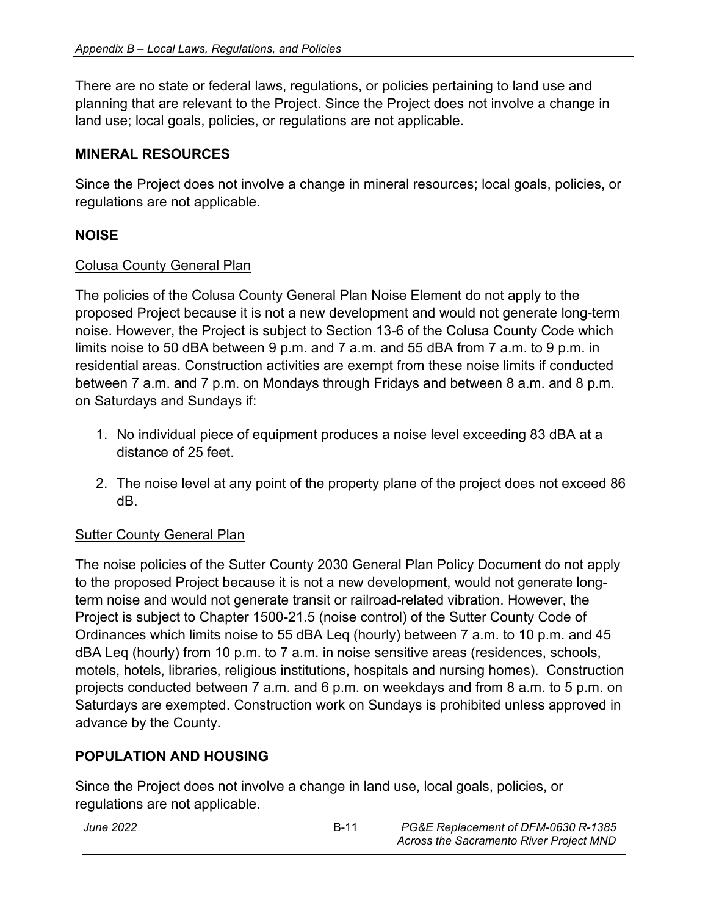There are no state or federal laws, regulations, or policies pertaining to land use and planning that are relevant to the Project. Since the Project does not involve a change in land use; local goals, policies, or regulations are not applicable.

## MINERAL RESOURCES

Since the Project does not involve a change in mineral resources; local goals, policies, or regulations are not applicable.

## NOISE

### Colusa County General Plan

The policies of the Colusa County General Plan Noise Element do not apply to the proposed Project because it is not a new development and would not generate long-term noise. However, the Project is subject to Section 13-6 of the Colusa County Code which limits noise to 50 dBA between 9 p.m. and 7 a.m. and 55 dBA from 7 a.m. to 9 p.m. in residential areas. Construction activities are exempt from these noise limits if conducted between 7 a.m. and 7 p.m. on Mondays through Fridays and between 8 a.m. and 8 p.m. on Saturdays and Sundays if:

1. No individual piece of equipment produces a noise level exceeding 83 dBA at a distance of 25 feet.
2. The noise level at any point of the property plane of the project does not exceed 86 dB.

### Sutter County General Plan

The noise policies of the Sutter County 2030 General Plan Policy Document do not apply to the proposed Project because it is not a new development, would not generate long-term noise and would not generate transit or railroad-related vibration. However, the Project is subject to Chapter 1500-21.5 (noise control) of the Sutter County Code of Ordinances which limits noise to 55 dBA Leq (hourly) between 7 a.m. to 10 p.m. and 45 dBA Leq (hourly) from 10 p.m. to 7 a.m. in noise sensitive areas (residences, schools, motels, hotels, libraries, religious institutions, hospitals and nursing homes). Construction projects conducted between 7 a.m. and 6 p.m. on weekdays and from 8 a.m. to 5 p.m. on Saturdays are exempted. Construction work on Sundays is prohibited unless approved in advance by the County.

## POPULATION AND HOUSING

Since the Project does not involve a change in land use, local goals, policies, or regulations are not applicable.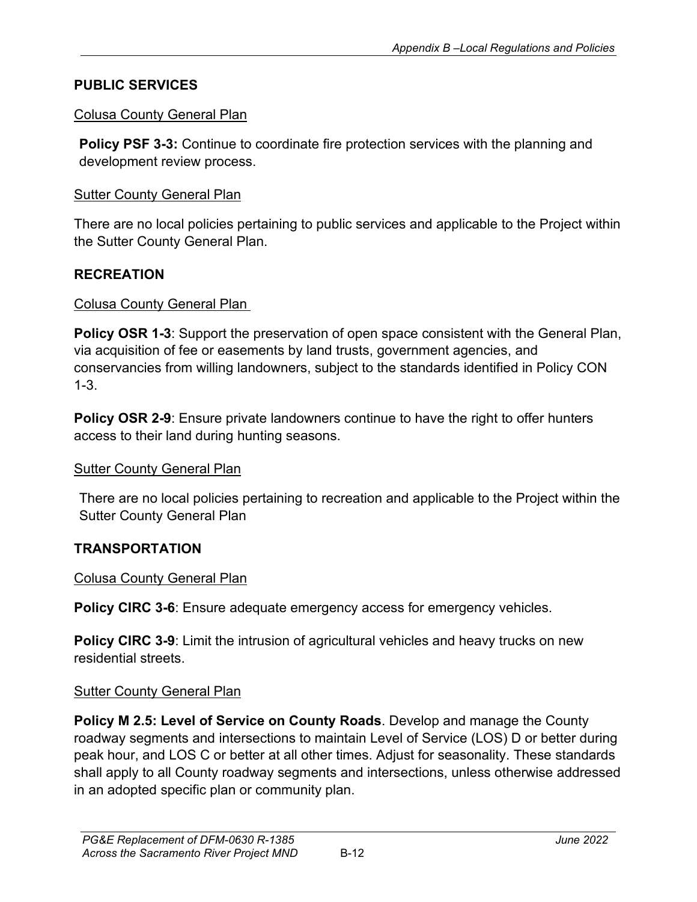## PUBLIC SERVICES

Colusa County General Plan

**Policy PSF 3-3:** Continue to coordinate fire protection services with the planning and development review process.

Sutter County General Plan

There are no local policies pertaining to public services and applicable to the Project within the Sutter County General Plan.

## RECREATION

Colusa County General Plan

**Policy OSR 1-3**: Support the preservation of open space consistent with the General Plan, via acquisition of fee or easements by land trusts, government agencies, and conservancies from willing landowners, subject to the standards identified in Policy CON 1-3.

**Policy OSR 2-9**: Ensure private landowners continue to have the right to offer hunters access to their land during hunting seasons.

Sutter County General Plan

There are no local policies pertaining to recreation and applicable to the Project within the Sutter County General Plan

## TRANSPORTATION

Colusa County General Plan

**Policy CIRC 3-6**: Ensure adequate emergency access for emergency vehicles.

**Policy CIRC 3-9**: Limit the intrusion of agricultural vehicles and heavy trucks on new residential streets.

Sutter County General Plan

**Policy M 2.5: Level of Service on County Roads**. Develop and manage the County roadway segments and intersections to maintain Level of Service (LOS) D or better during peak hour, and LOS C or better at all other times. Adjust for seasonality. These standards shall apply to all County roadway segments and intersections, unless otherwise addressed in an adopted specific plan or community plan.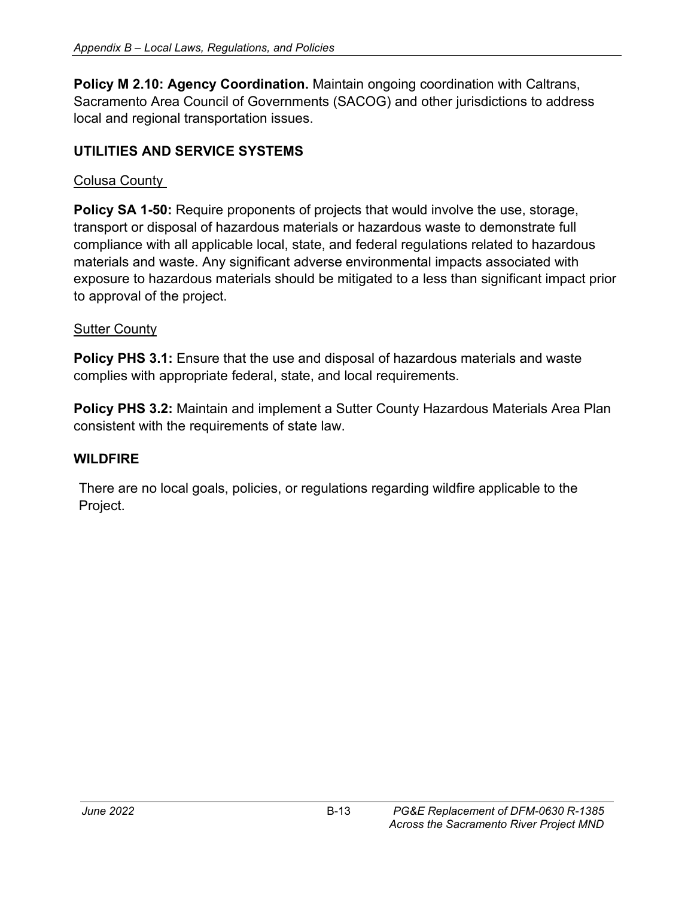**Policy M 2.10: Agency Coordination.** Maintain ongoing coordination with Caltrans, Sacramento Area Council of Governments (SACOG) and other jurisdictions to address local and regional transportation issues.

## UTILITIES AND SERVICE SYSTEMS

Colusa County

**Policy SA 1-50:** Require proponents of projects that would involve the use, storage, transport or disposal of hazardous materials or hazardous waste to demonstrate full compliance with all applicable local, state, and federal regulations related to hazardous materials and waste. Any significant adverse environmental impacts associated with exposure to hazardous materials should be mitigated to a less than significant impact prior to approval of the project.

Sutter County

**Policy PHS 3.1:** Ensure that the use and disposal of hazardous materials and waste complies with appropriate federal, state, and local requirements.

**Policy PHS 3.2:** Maintain and implement a Sutter County Hazardous Materials Area Plan consistent with the requirements of state law.

## WILDFIRE

There are no local goals, policies, or regulations regarding wildfire applicable to the Project.